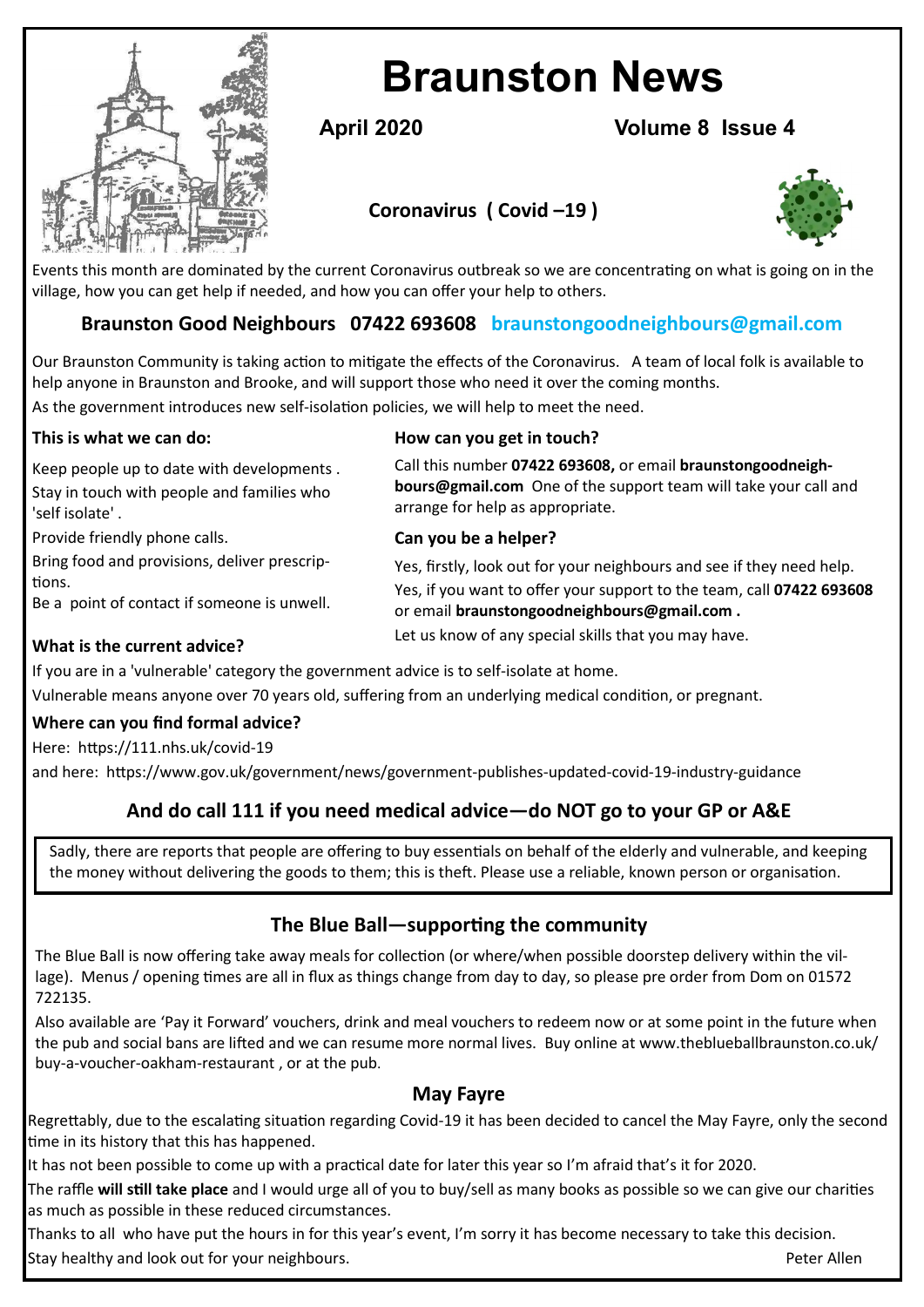# Braunston News

**April 2020** **Volume 8 Issue 4**

## Coronavirus ( Covid –19 )

Events this month are dominated by the current Coronavirus outbreak so we are concentrating on what is going on in the village, how you can get help if needed, and how you can offer your help to others.

## Braunston Good Neighbours 07422 693608 braunstongoodneighbours@gmail.com

Our Braunston Community is taking action to mitigate the effects of the Coronavirus. A team of local folk is available to help anyone in Braunston and Brooke, and will support those who need it over the coming months.

As the government introduces new self-isolation policies, we will help to meet the need.

**This is what we can do:**

Keep people up to date with developments .

Stay in touch with people and families who 'self isolate' .

Provide friendly phone calls.

Bring food and provisions, deliver prescriptions.

Be a point of contact if someone is unwell.

**How can you get in touch?**

Call this number **07422 693608,** or email **braunstongoodneighbours@gmail.com** One of the support team will take your call and arrange for help as appropriate.

**Can you be a helper?**

Yes, firstly, look out for your neighbours and see if they need help.

Yes, if you want to offer your support to the team, call **07422 693608** or email **braunstongoodneighbours@gmail.com .**

Let us know of any special skills that you may have.

**What is the current advice?**

If you are in a 'vulnerable' category the government advice is to self-isolate at home.

Vulnerable means anyone over 70 years old, suffering from an underlying medical condition, or pregnant.

**Where can you find formal advice?**

Here: https://111.nhs.uk/covid-19

and here: https://www.gov.uk/government/news/government-publishes-updated-covid-19-industry-guidance

### And do call 111 if you need medical advice—do NOT go to your GP or A&E

Sadly, there are reports that people are offering to buy essentials on behalf of the elderly and vulnerable, and keeping the money without delivering the goods to them; this is theft. Please use a reliable, known person or organisation.

## The Blue Ball—supporting the community

The Blue Ball is now offering take away meals for collection (or where/when possible doorstep delivery within the village). Menus / opening times are all in flux as things change from day to day, so please pre order from Dom on 01572 722135.

Also available are 'Pay it Forward' vouchers, drink and meal vouchers to redeem now or at some point in the future when the pub and social bans are lifted and we can resume more normal lives. Buy online at www.theblueballbraunston.co.uk/buy-a-voucher-oakham-restaurant , or at the pub.

## May Fayre

Regrettably, due to the escalating situation regarding Covid-19 it has been decided to cancel the May Fayre, only the second time in its history that this has happened.

It has not been possible to come up with a practical date for later this year so I'm afraid that's it for 2020.

The raffle **will still take place** and I would urge all of you to buy/sell as many books as possible so we can give our charities as much as possible in these reduced circumstances.

Thanks to all who have put the hours in for this year's event, I'm sorry it has become necessary to take this decision.

Stay healthy and look out for your neighbours.

Peter Allen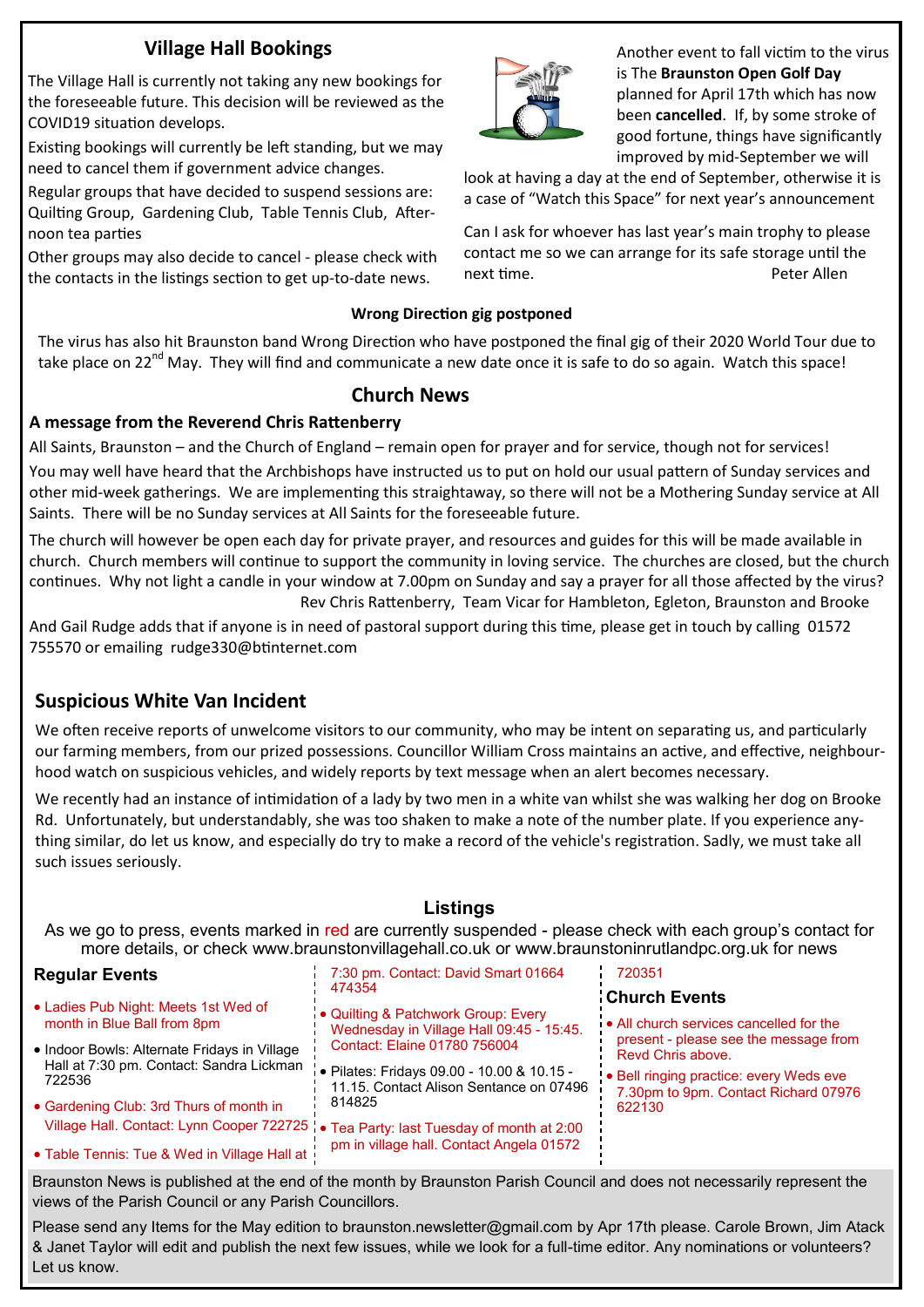## Village Hall Bookings

The Village Hall is currently not taking any new bookings for the foreseeable future. This decision will be reviewed as the COVID19 situation develops.

Existing bookings will currently be left standing, but we may need to cancel them if government advice changes.

Regular groups that have decided to suspend sessions are: Quilting Group, Gardening Club, Table Tennis Club, Afternoon tea parties

Other groups may also decide to cancel - please check with the contacts in the listings section to get up-to-date news.

Another event to fall victim to the virus is The **Braunston Open Golf Day** planned for April 17th which has now been **cancelled**. If, by some stroke of good fortune, things have significantly improved by mid-September we will look at having a day at the end of September, otherwise it is a case of "Watch this Space" for next year's announcement

Can I ask for whoever has last year's main trophy to please contact me so we can arrange for its safe storage until the next time. Peter Allen

**Wrong Direction gig postponed**

The virus has also hit Braunston band Wrong Direction who have postponed the final gig of their 2020 World Tour due to take place on 22nd May. They will find and communicate a new date once it is safe to do so again. Watch this space!

## Church News

### A message from the Reverend Chris Rattenberry

All Saints, Braunston – and the Church of England – remain open for prayer and for service, though not for services!

You may well have heard that the Archbishops have instructed us to put on hold our usual pattern of Sunday services and other mid-week gatherings. We are implementing this straightaway, so there will not be a Mothering Sunday service at All Saints. There will be no Sunday services at All Saints for the foreseeable future.

The church will however be open each day for private prayer, and resources and guides for this will be made available in church. Church members will continue to support the community in loving service. The churches are closed, but the church continues. Why not light a candle in your window at 7.00pm on Sunday and say a prayer for all those affected by the virus?

Rev Chris Rattenberry, Team Vicar for Hambleton, Egleton, Braunston and Brooke

And Gail Rudge adds that if anyone is in need of pastoral support during this time, please get in touch by calling 01572 755570 or emailing rudge330@btinternet.com

## Suspicious White Van Incident

We often receive reports of unwelcome visitors to our community, who may be intent on separating us, and particularly our farming members, from our prized possessions. Councillor William Cross maintains an active, and effective, neighbourhood watch on suspicious vehicles, and widely reports by text message when an alert becomes necessary.

We recently had an instance of intimidation of a lady by two men in a white van whilst she was walking her dog on Brooke Rd. Unfortunately, but understandably, she was too shaken to make a note of the number plate. If you experience anything similar, do let us know, and especially do try to make a record of the vehicle's registration. Sadly, we must take all such issues seriously.

## Listings

As we go to press, events marked in red are currently suspended - please check with each group's contact for more details, or check www.braunstonvillagehall.co.uk or www.braunstoninrutlandpc.org.uk for news

### Regular Events

- Ladies Pub Night: Meets 1st Wed of month in Blue Ball from 8pm
- Indoor Bowls: Alternate Fridays in Village Hall at 7:30 pm. Contact: Sandra Lickman 722536
- Gardening Club: 3rd Thurs of month in Village Hall. Contact: Lynn Cooper 722725
- Table Tennis: Tue & Wed in Village Hall at 7:30 pm. Contact: David Smart 01664 474354
- Quilting & Patchwork Group: Every Wednesday in Village Hall 09:45 - 15:45. Contact: Elaine 01780 756004
- Pilates: Fridays 09.00 - 10.00 & 10.15 - 11.15. Contact Alison Sentance on 07496 814825
- Tea Party: last Tuesday of month at 2:00 pm in village hall. Contact Angela 01572 720351

### Church Events

- All church services cancelled for the present - please see the message from Revd Chris above.
- Bell ringing practice: every Weds eve 7.30pm to 9pm. Contact Richard 07976 622130

Braunston News is published at the end of the month by Braunston Parish Council and does not necessarily represent the views of the Parish Council or any Parish Councillors.

Please send any Items for the May edition to braunston.newsletter@gmail.com by Apr 17th please. Carole Brown, Jim Atack & Janet Taylor will edit and publish the next few issues, while we look for a full-time editor. Any nominations or volunteers? Let us know.